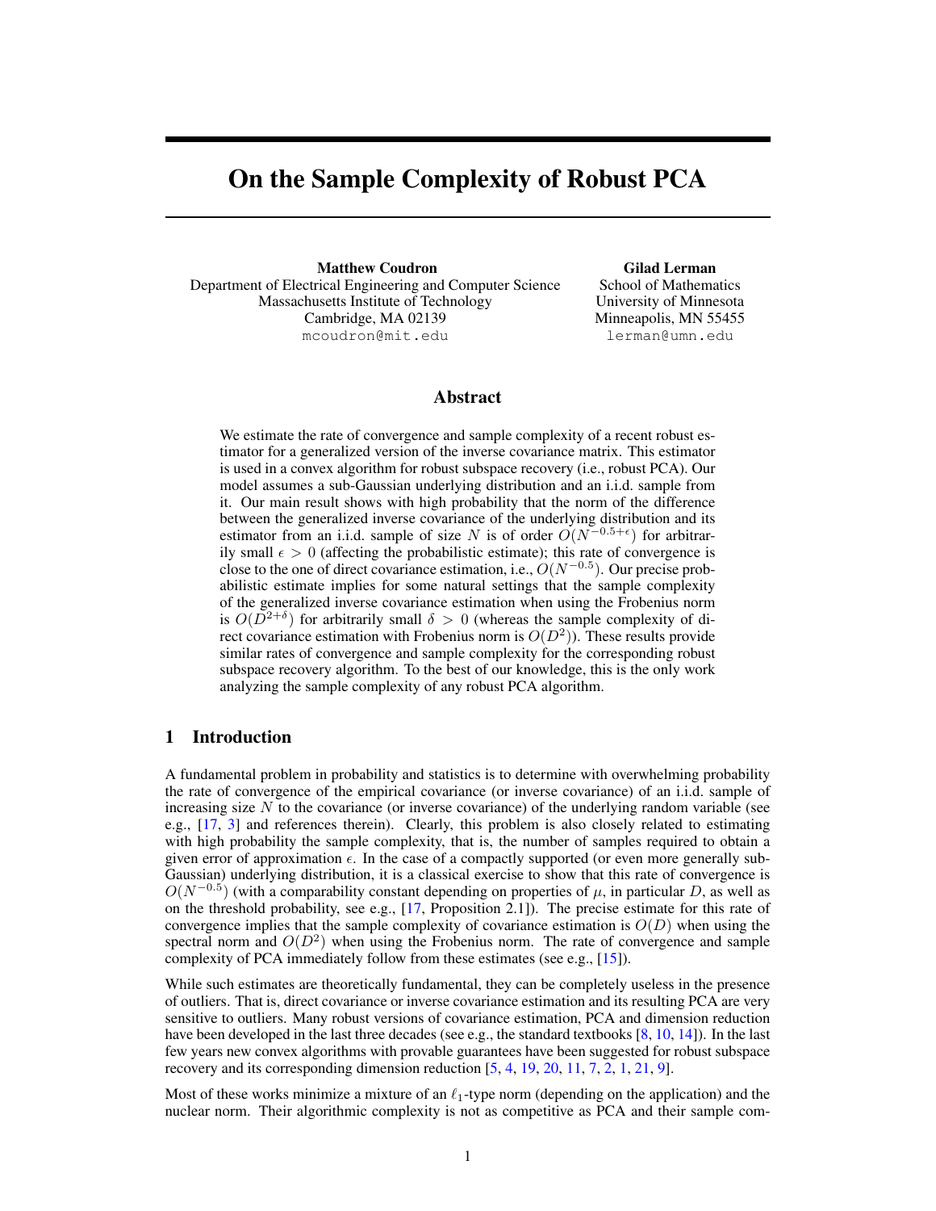# On the Sample Complexity of Robust PCA

**Matthew Coudron**
Department of Electrical Engineering and Computer Science
Massachusetts Institute of Technology
Cambridge, MA 02139
mcoudron@mit.edu

**Gilad Lerman**
School of Mathematics
University of Minnesota
Minneapolis, MN 55455
lerman@umn.edu

## Abstract

We estimate the rate of convergence and sample complexity of a recent robust estimator for a generalized version of the inverse covariance matrix. This estimator is used in a convex algorithm for robust subspace recovery (i.e., robust PCA). Our model assumes a sub-Gaussian underlying distribution and an i.i.d. sample from it. Our main result shows with high probability that the norm of the difference between the generalized inverse covariance of the underlying distribution and its estimator from an i.i.d. sample of size $N$ is of order $O(N^{-0.5+\epsilon})$ for arbitrarily small $\epsilon > 0$ (affecting the probabilistic estimate); this rate of convergence is close to the one of direct covariance estimation, i.e., $O(N^{-0.5})$. Our precise probabilistic estimate implies for some natural settings that the sample complexity of the generalized inverse covariance estimation when using the Frobenius norm is $O(D^{2+\delta})$ for arbitrarily small $\delta > 0$ (whereas the sample complexity of direct covariance estimation with Frobenius norm is $O(D^2)$). These results provide similar rates of convergence and sample complexity for the corresponding robust subspace recovery algorithm. To the best of our knowledge, this is the only work analyzing the sample complexity of any robust PCA algorithm.

## 1 Introduction

A fundamental problem in probability and statistics is to determine with overwhelming probability the rate of convergence of the empirical covariance (or inverse covariance) of an i.i.d. sample of increasing size $N$ to the covariance (or inverse covariance) of the underlying random variable (see e.g., [17, 3] and references therein). Clearly, this problem is also closely related to estimating with high probability the sample complexity, that is, the number of samples required to obtain a given error of approximation $\epsilon$. In the case of a compactly supported (or even more generally sub-Gaussian) underlying distribution, it is a classical exercise to show that this rate of convergence is $O(N^{-0.5})$ (with a comparability constant depending on properties of $\mu$, in particular $D$, as well as on the threshold probability, see e.g., [17, Proposition 2.1]). The precise estimate for this rate of convergence implies that the sample complexity of covariance estimation is $O(D)$ when using the spectral norm and $O(D^2)$ when using the Frobenius norm. The rate of convergence and sample complexity of PCA immediately follow from these estimates (see e.g., [15]).

While such estimates are theoretically fundamental, they can be completely useless in the presence of outliers. That is, direct covariance or inverse covariance estimation and its resulting PCA are very sensitive to outliers. Many robust versions of covariance estimation, PCA and dimension reduction have been developed in the last three decades (see e.g., the standard textbooks [8, 10, 14]). In the last few years new convex algorithms with provable guarantees have been suggested for robust subspace recovery and its corresponding dimension reduction [5, 4, 19, 20, 11, 7, 2, 1, 21, 9].

Most of these works minimize a mixture of an $\ell_1$-type norm (depending on the application) and the nuclear norm. Their algorithmic complexity is not as competitive as PCA and their sample com-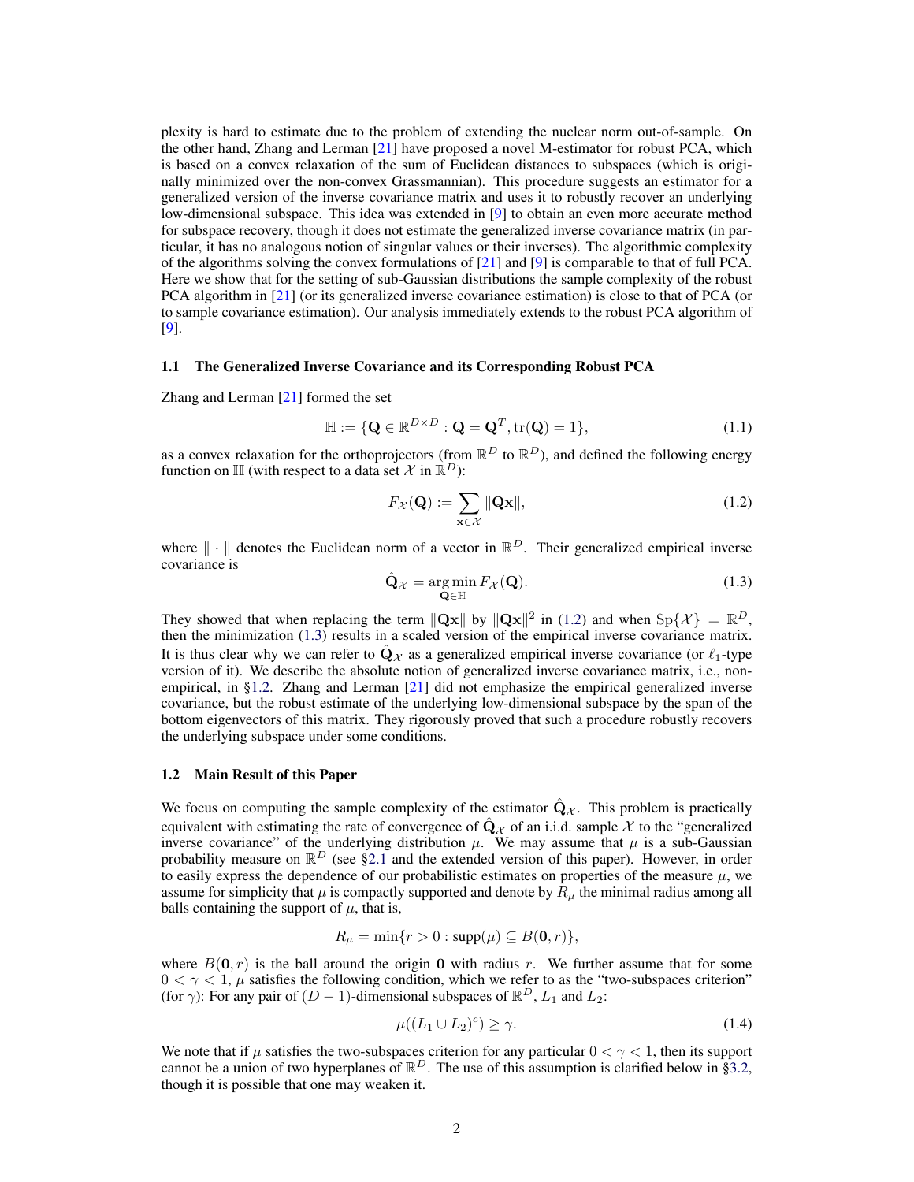plexity is hard to estimate due to the problem of extending the nuclear norm out-of-sample. On the other hand, Zhang and Lerman [21] have proposed a novel M-estimator for robust PCA, which is based on a convex relaxation of the sum of Euclidean distances to subspaces (which is originally minimized over the non-convex Grassmannian). This procedure suggests an estimator for a generalized version of the inverse covariance matrix and uses it to robustly recover an underlying low-dimensional subspace. This idea was extended in [9] to obtain an even more accurate method for subspace recovery, though it does not estimate the generalized inverse covariance matrix (in particular, it has no analogous notion of singular values or their inverses). The algorithmic complexity of the algorithms solving the convex formulations of [21] and [9] is comparable to that of full PCA. Here we show that for the setting of sub-Gaussian distributions the sample complexity of the robust PCA algorithm in [21] (or its generalized inverse covariance estimation) is close to that of PCA (or to sample covariance estimation). Our analysis immediately extends to the robust PCA algorithm of [9].

### 1.1 The Generalized Inverse Covariance and its Corresponding Robust PCA

Zhang and Lerman [21] formed the set

$$\mathbb{H} := \{\mathbf{Q} \in \mathbb{R}^{D\times D} : \mathbf{Q} = \mathbf{Q}^T, \operatorname{tr}(\mathbf{Q}) = 1\}, \tag{1.1}$$

as a convex relaxation for the orthoprojectors (from $\mathbb{R}^D$ to $\mathbb{R}^D$), and defined the following energy function on $\mathbb{H}$ (with respect to a data set $\mathcal{X}$ in $\mathbb{R}^D$):

$$F_{\mathcal{X}}(\mathbf{Q}) := \sum_{\mathbf{x}\in\mathcal{X}} \|\mathbf{Q}\mathbf{x}\|, \tag{1.2}$$

where $\|\cdot\|$ denotes the Euclidean norm of a vector in $\mathbb{R}^D$. Their generalized empirical inverse covariance is

$$\hat{\mathbf{Q}}_{\mathcal{X}} = \operatorname*{arg\,min}_{\mathbf{Q}\in\mathbb{H}} F_{\mathcal{X}}(\mathbf{Q}). \tag{1.3}$$

They showed that when replacing the term $\|\mathbf{Q}\mathbf{x}\|$ by $\|\mathbf{Q}\mathbf{x}\|^2$ in (1.2) and when $\operatorname{Sp}\{\mathcal{X}\} = \mathbb{R}^D$, then the minimization (1.3) results in a scaled version of the empirical inverse covariance matrix. It is thus clear why we can refer to $\hat{\mathbf{Q}}_{\mathcal{X}}$ as a generalized empirical inverse covariance (or $\ell_1$-type version of it). We describe the absolute notion of generalized inverse covariance matrix, i.e., non-empirical, in §1.2. Zhang and Lerman [21] did not emphasize the empirical generalized inverse covariance, but the robust estimate of the underlying low-dimensional subspace by the span of the bottom eigenvectors of this matrix. They rigorously proved that such a procedure robustly recovers the underlying subspace under some conditions.

### 1.2 Main Result of this Paper

We focus on computing the sample complexity of the estimator $\hat{\mathbf{Q}}_{\mathcal{X}}$. This problem is practically equivalent with estimating the rate of convergence of $\hat{\mathbf{Q}}_{\mathcal{X}}$ of an i.i.d. sample $\mathcal{X}$ to the "generalized inverse covariance" of the underlying distribution $\mu$. We may assume that $\mu$ is a sub-Gaussian probability measure on $\mathbb{R}^D$ (see §2.1 and the extended version of this paper). However, in order to easily express the dependence of our probabilistic estimates on properties of the measure $\mu$, we assume for simplicity that $\mu$ is compactly supported and denote by $R_\mu$ the minimal radius among all balls containing the support of $\mu$, that is,

$$R_\mu = \min\{r > 0 : \operatorname{supp}(\mu) \subseteq B(\mathbf{0}, r)\},$$

where $B(\mathbf{0}, r)$ is the ball around the origin $\mathbf{0}$ with radius $r$. We further assume that for some $0 < \gamma < 1$, $\mu$ satisfies the following condition, which we refer to as the "two-subspaces criterion" (for $\gamma$): For any pair of $(D-1)$-dimensional subspaces of $\mathbb{R}^D$, $L_1$ and $L_2$:

$$\mu((L_1 \cup L_2)^c) \geq \gamma. \tag{1.4}$$

We note that if $\mu$ satisfies the two-subspaces criterion for any particular $0 < \gamma < 1$, then its support cannot be a union of two hyperplanes of $\mathbb{R}^D$. The use of this assumption is clarified below in §3.2, though it is possible that one may weaken it.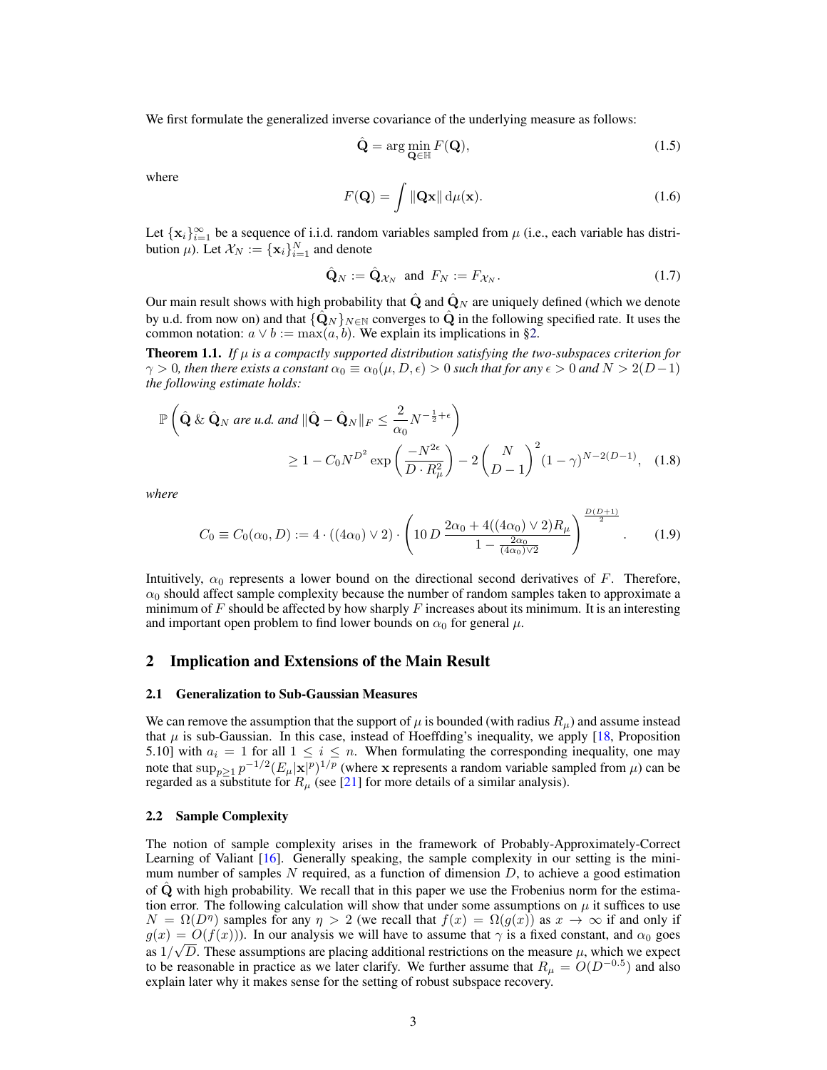We first formulate the generalized inverse covariance of the underlying measure as follows:

$$\hat{\mathbf{Q}} = \arg\min_{\mathbf{Q} \in \mathbb{H}} F(\mathbf{Q}), \tag{1.5}$$

where

$$F(\mathbf{Q}) = \int \|\mathbf{Q}\mathbf{x}\| \, \mathrm{d}\mu(\mathbf{x}). \tag{1.6}$$

Let $\{\mathbf{x}_i\}_{i=1}^{\infty}$ be a sequence of i.i.d. random variables sampled from $\mu$ (i.e., each variable has distribution $\mu$). Let $\mathcal{X}_N := \{\mathbf{x}_i\}_{i=1}^{N}$ and denote

$$\hat{\mathbf{Q}}_N := \hat{\mathbf{Q}}_{\mathcal{X}_N} \text{ and } F_N := F_{\mathcal{X}_N}. \tag{1.7}$$

Our main result shows with high probability that $\hat{\mathbf{Q}}$ and $\hat{\mathbf{Q}}_N$ are uniquely defined (which we denote by u.d. from now on) and that $\{\hat{\mathbf{Q}}_N\}_{N \in \mathbb{N}}$ converges to $\hat{\mathbf{Q}}$ in the following specified rate. It uses the common notation: $a \vee b := \max(a, b)$. We explain its implications in §2.

**Theorem 1.1.** *If $\mu$ is a compactly supported distribution satisfying the two-subspaces criterion for $\gamma > 0$, then there exists a constant $\alpha_0 \equiv \alpha_0(\mu, D, \epsilon) > 0$ such that for any $\epsilon > 0$ and $N > 2(D-1)$ the following estimate holds:*

$$\mathbb{P}\left(\hat{\mathbf{Q}} \,\&\, \hat{\mathbf{Q}}_N \text{ are u.d. and } \|\hat{\mathbf{Q}} - \hat{\mathbf{Q}}_N\|_F \leq \frac{2}{\alpha_0} N^{-\frac{1}{2}+\epsilon}\right)$$
$$\geq 1 - C_0 N^{D^2} \exp\left(\frac{-N^{2\epsilon}}{D \cdot R_\mu^2}\right) - 2\binom{N}{D-1}^2 (1-\gamma)^{N-2(D-1)}, \tag{1.8}$$

*where*

$$C_0 \equiv C_0(\alpha_0, D) := 4 \cdot ((4\alpha_0) \vee 2) \cdot \left(10\, D\, \frac{2\alpha_0 + 4((4\alpha_0) \vee 2) R_\mu}{1 - \frac{2\alpha_0}{(4\alpha_0) \vee 2}}\right)^{\frac{D(D+1)}{2}}. \tag{1.9}$$

Intuitively, $\alpha_0$ represents a lower bound on the directional second derivatives of $F$. Therefore, $\alpha_0$ should affect sample complexity because the number of random samples taken to approximate a minimum of $F$ should be affected by how sharply $F$ increases about its minimum. It is an interesting and important open problem to find lower bounds on $\alpha_0$ for general $\mu$.

## 2 Implication and Extensions of the Main Result

### 2.1 Generalization to Sub-Gaussian Measures

We can remove the assumption that the support of $\mu$ is bounded (with radius $R_\mu$) and assume instead that $\mu$ is sub-Gaussian. In this case, instead of Hoeffding's inequality, we apply [18, Proposition 5.10] with $a_i = 1$ for all $1 \leq i \leq n$. When formulating the corresponding inequality, one may note that $\sup_{p \geq 1} p^{-1/2} (E_\mu |\mathbf{x}|^p)^{1/p}$ (where $\mathbf{x}$ represents a random variable sampled from $\mu$) can be regarded as a substitute for $R_\mu$ (see [21] for more details of a similar analysis).

### 2.2 Sample Complexity

The notion of sample complexity arises in the framework of Probably-Approximately-Correct Learning of Valiant [16]. Generally speaking, the sample complexity in our setting is the minimum number of samples $N$ required, as a function of dimension $D$, to achieve a good estimation of $\hat{\mathbf{Q}}$ with high probability. We recall that in this paper we use the Frobenius norm for the estimation error. The following calculation will show that under some assumptions on $\mu$ it suffices to use $N = \Omega(D^\eta)$ samples for any $\eta > 2$ (we recall that $f(x) = \Omega(g(x))$ as $x \to \infty$ if and only if $g(x) = O(f(x))$). In our analysis we will have to assume that $\gamma$ is a fixed constant, and $\alpha_0$ goes as $1/\sqrt{D}$. These assumptions are placing additional restrictions on the measure $\mu$, which we expect to be reasonable in practice as we later clarify. We further assume that $R_\mu = O(D^{-0.5})$ and also explain later why it makes sense for the setting of robust subspace recovery.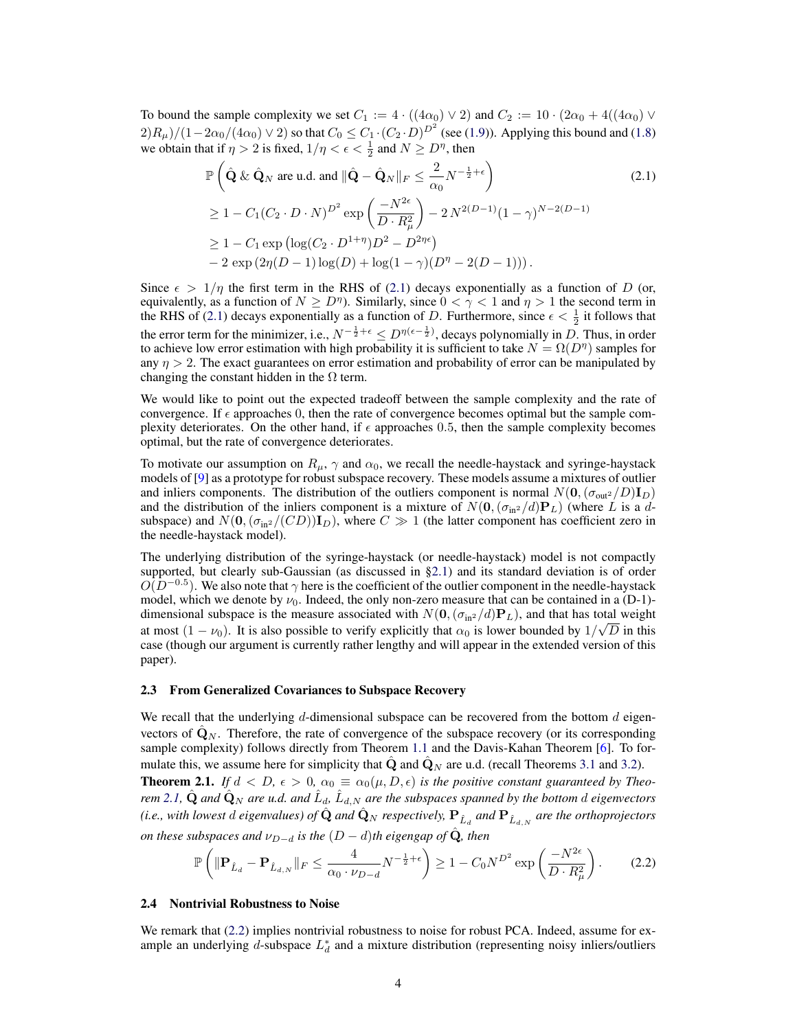To bound the sample complexity we set $C_1 := 4 \cdot ((4\alpha_0) \vee 2)$ and $C_2 := 10 \cdot (2\alpha_0 + 4((4\alpha_0) \vee 2)R_\mu)/(1 - 2\alpha_0/(4\alpha_0) \vee 2)$ so that $C_0 \leq C_1 \cdot (C_2 \cdot D)^{D^2}$ (see (1.9)). Applying this bound and (1.8) we obtain that if $\eta > 2$ is fixed, $1/\eta < \epsilon < \frac{1}{2}$ and $N \geq D^\eta$, then

$$
\begin{aligned}
&\mathbb{P}\left(\hat{\mathbf{Q}} \,\&\, \hat{\mathbf{Q}}_N \text{ are u.d. and } \|\hat{\mathbf{Q}} - \hat{\mathbf{Q}}_N\|_F \leq \frac{2}{\alpha_0} N^{-\frac{1}{2}+\epsilon}\right) \qquad (2.1)\\
&\geq 1 - C_1 (C_2 \cdot D \cdot N)^{D^2} \exp\left(\frac{-N^{2\epsilon}}{D \cdot R_\mu^2}\right) - 2\, N^{2(D-1)} (1-\gamma)^{N-2(D-1)}\\
&\geq 1 - C_1 \exp\left(\log(C_2 \cdot D^{1+\eta}) D^2 - D^{2\eta\epsilon}\right)\\
&\quad - 2\exp\left(2\eta(D-1)\log(D) + \log(1-\gamma)(D^\eta - 2(D-1))\right).
\end{aligned}
$$

Since $\epsilon > 1/\eta$ the first term in the RHS of (2.1) decays exponentially as a function of $D$ (or, equivalently, as a function of $N \geq D^\eta$). Similarly, since $0 < \gamma < 1$ and $\eta > 1$ the second term in the RHS of (2.1) decays exponentially as a function of $D$. Furthermore, since $\epsilon < \frac{1}{2}$ it follows that the error term for the minimizer, i.e., $N^{-\frac{1}{2}+\epsilon} \leq D^{\eta(\epsilon - \frac{1}{2})}$, decays polynomially in $D$. Thus, in order to achieve low error estimation with high probability it is sufficient to take $N = \Omega(D^\eta)$ samples for any $\eta > 2$. The exact guarantees on error estimation and probability of error can be manipulated by changing the constant hidden in the $\Omega$ term.

We would like to point out the expected tradeoff between the sample complexity and the rate of convergence. If $\epsilon$ approaches 0, then the rate of convergence becomes optimal but the sample complexity deteriorates. On the other hand, if $\epsilon$ approaches 0.5, then the sample complexity becomes optimal, but the rate of convergence deteriorates.

To motivate our assumption on $R_\mu$, $\gamma$ and $\alpha_0$, we recall the needle-haystack and syringe-haystack models of [9] as a prototype for robust subspace recovery. These models assume a mixtures of outlier and inliers components. The distribution of the outliers component is normal $N(\mathbf{0}, (\sigma_{\text{out}^2}/D)\mathbf{I}_D)$ and the distribution of the inliers component is a mixture of $N(\mathbf{0}, (\sigma_{\text{in}^2}/d)\mathbf{P}_L)$ (where $L$ is a $d$-subspace) and $N(\mathbf{0}, (\sigma_{\text{in}^2}/(CD))\mathbf{I}_D)$, where $C \gg 1$ (the latter component has coefficient zero in the needle-haystack model).

The underlying distribution of the syringe-haystack (or needle-haystack) model is not compactly supported, but clearly sub-Gaussian (as discussed in §2.1) and its standard deviation is of order $O(D^{-0.5})$. We also note that $\gamma$ here is the coefficient of the outlier component in the needle-haystack model, which we denote by $\nu_0$. Indeed, the only non-zero measure that can be contained in a (D-1)-dimensional subspace is the measure associated with $N(\mathbf{0}, (\sigma_{\text{in}^2}/d)\mathbf{P}_L)$, and that has total weight at most $(1 - \nu_0)$. It is also possible to verify explicitly that $\alpha_0$ is lower bounded by $1/\sqrt{D}$ in this case (though our argument is currently rather lengthy and will appear in the extended version of this paper).

### 2.3 From Generalized Covariances to Subspace Recovery

We recall that the underlying $d$-dimensional subspace can be recovered from the bottom $d$ eigenvectors of $\hat{\mathbf{Q}}_N$. Therefore, the rate of convergence of the subspace recovery (or its corresponding sample complexity) follows directly from Theorem 1.1 and the Davis-Kahan Theorem [6]. To formulate this, we assume here for simplicity that $\hat{\mathbf{Q}}$ and $\hat{\mathbf{Q}}_N$ are u.d. (recall Theorems 3.1 and 3.2).

**Theorem 2.1.** *If $d < D$, $\epsilon > 0$, $\alpha_0 \equiv \alpha_0(\mu, D, \epsilon)$ is the positive constant guaranteed by Theorem 2.1, $\hat{\mathbf{Q}}$ and $\hat{\mathbf{Q}}_N$ are u.d. and $\hat{L}_d$, $\hat{L}_{d,N}$ are the subspaces spanned by the bottom $d$ eigenvectors (i.e., with lowest $d$ eigenvalues) of $\hat{\mathbf{Q}}$ and $\hat{\mathbf{Q}}_N$ respectively, $\mathbf{P}_{\hat{L}_d}$ and $\mathbf{P}_{\hat{L}_{d,N}}$ are the orthoprojectors on these subspaces and $\nu_{D-d}$ is the $(D-d)$th eigengap of $\hat{\mathbf{Q}}$, then*

$$
\mathbb{P}\left(\|\mathbf{P}_{\hat{L}_d} - \mathbf{P}_{\hat{L}_{d,N}}\|_F \leq \frac{4}{\alpha_0 \cdot \nu_{D-d}} N^{-\frac{1}{2}+\epsilon}\right) \geq 1 - C_0 N^{D^2} \exp\left(\frac{-N^{2\epsilon}}{D \cdot R_\mu^2}\right). \qquad (2.2)
$$

### 2.4 Nontrivial Robustness to Noise

We remark that (2.2) implies nontrivial robustness to noise for robust PCA. Indeed, assume for example an underlying $d$-subspace $L_d^*$ and a mixture distribution (representing noisy inliers/outliers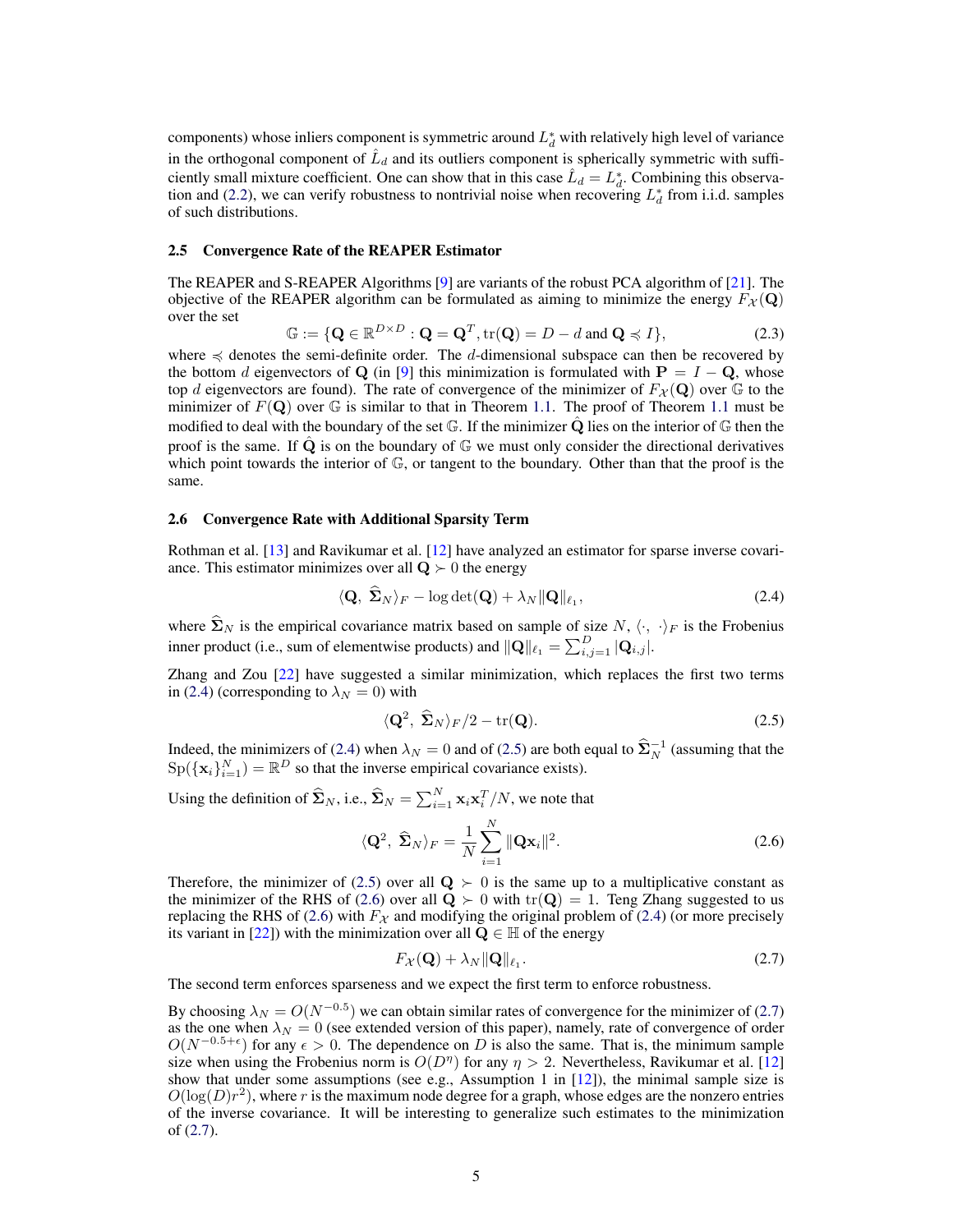components) whose inliers component is symmetric around $L_d^*$ with relatively high level of variance in the orthogonal component of $\hat{L}_d$ and its outliers component is spherically symmetric with sufficiently small mixture coefficient. One can show that in this case $\hat{L}_d = L_d^*$. Combining this observation and (2.2), we can verify robustness to nontrivial noise when recovering $L_d^*$ from i.i.d. samples of such distributions.

### 2.5 Convergence Rate of the REAPER Estimator

The REAPER and S-REAPER Algorithms [9] are variants of the robust PCA algorithm of [21]. The objective of the REAPER algorithm can be formulated as aiming to minimize the energy $F_{\mathcal{X}}(\mathbf{Q})$ over the set

$$\mathbb{G} := \{\mathbf{Q} \in \mathbb{R}^{D \times D} : \mathbf{Q} = \mathbf{Q}^T, \operatorname{tr}(\mathbf{Q}) = D - d \text{ and } \mathbf{Q} \preccurlyeq I\}, \tag{2.3}$$

where $\preccurlyeq$ denotes the semi-definite order. The $d$-dimensional subspace can then be recovered by the bottom $d$ eigenvectors of $\mathbf{Q}$ (in [9] this minimization is formulated with $\mathbf{P} = I - \mathbf{Q}$, whose top $d$ eigenvectors are found). The rate of convergence of the minimizer of $F_{\mathcal{X}}(\mathbf{Q})$ over $\mathbb{G}$ to the minimizer of $F(\mathbf{Q})$ over $\mathbb{G}$ is similar to that in Theorem 1.1. The proof of Theorem 1.1 must be modified to deal with the boundary of the set $\mathbb{G}$. If the minimizer $\hat{\mathbf{Q}}$ lies on the interior of $\mathbb{G}$ then the proof is the same. If $\hat{\mathbf{Q}}$ is on the boundary of $\mathbb{G}$ we must only consider the directional derivatives which point towards the interior of $\mathbb{G}$, or tangent to the boundary. Other than that the proof is the same.

### 2.6 Convergence Rate with Additional Sparsity Term

Rothman et al. [13] and Ravikumar et al. [12] have analyzed an estimator for sparse inverse covariance. This estimator minimizes over all $\mathbf{Q} \succ 0$ the energy

$$\langle \mathbf{Q},\ \widehat{\mathbf{\Sigma}}_N \rangle_F - \log\det(\mathbf{Q}) + \lambda_N \|\mathbf{Q}\|_{\ell_1}, \tag{2.4}$$

where $\widehat{\mathbf{\Sigma}}_N$ is the empirical covariance matrix based on sample of size $N$, $\langle \cdot,\ \cdot \rangle_F$ is the Frobenius inner product (i.e., sum of elementwise products) and $\|\mathbf{Q}\|_{\ell_1} = \sum_{i,j=1}^{D} |\mathbf{Q}_{i,j}|$.

Zhang and Zou [22] have suggested a similar minimization, which replaces the first two terms in (2.4) (corresponding to $\lambda_N = 0$) with

$$\langle \mathbf{Q}^2,\ \widehat{\mathbf{\Sigma}}_N \rangle_F / 2 - \operatorname{tr}(\mathbf{Q}). \tag{2.5}$$

Indeed, the minimizers of (2.4) when $\lambda_N = 0$ and of (2.5) are both equal to $\widehat{\mathbf{\Sigma}}_N^{-1}$ (assuming that the $\operatorname{Sp}(\{\mathbf{x}_i\}_{i=1}^N) = \mathbb{R}^D$ so that the inverse empirical covariance exists).

Using the definition of $\widehat{\mathbf{\Sigma}}_N$, i.e., $\widehat{\mathbf{\Sigma}}_N = \sum_{i=1}^N \mathbf{x}_i \mathbf{x}_i^T / N$, we note that

$$\langle \mathbf{Q}^2,\ \widehat{\mathbf{\Sigma}}_N \rangle_F = \frac{1}{N} \sum_{i=1}^{N} \|\mathbf{Q}\mathbf{x}_i\|^2. \tag{2.6}$$

Therefore, the minimizer of (2.5) over all $\mathbf{Q} \succ 0$ is the same up to a multiplicative constant as the minimizer of the RHS of (2.6) over all $\mathbf{Q} \succ 0$ with $\operatorname{tr}(\mathbf{Q}) = 1$. Teng Zhang suggested to us replacing the RHS of (2.6) with $F_{\mathcal{X}}$ and modifying the original problem of (2.4) (or more precisely its variant in [22]) with the minimization over all $\mathbf{Q} \in \mathbb{H}$ of the energy

$$F_{\mathcal{X}}(\mathbf{Q}) + \lambda_N \|\mathbf{Q}\|_{\ell_1}. \tag{2.7}$$

The second term enforces sparseness and we expect the first term to enforce robustness.

By choosing $\lambda_N = O(N^{-0.5})$ we can obtain similar rates of convergence for the minimizer of (2.7) as the one when $\lambda_N = 0$ (see extended version of this paper), namely, rate of convergence of order $O(N^{-0.5+\epsilon})$ for any $\epsilon > 0$. The dependence on $D$ is also the same. That is, the minimum sample size when using the Frobenius norm is $O(D^\eta)$ for any $\eta > 2$. Nevertheless, Ravikumar et al. [12] show that under some assumptions (see e.g., Assumption 1 in [12]), the minimal sample size is $O(\log(D) r^2)$, where $r$ is the maximum node degree for a graph, whose edges are the nonzero entries of the inverse covariance. It will be interesting to generalize such estimates to the minimization of (2.7).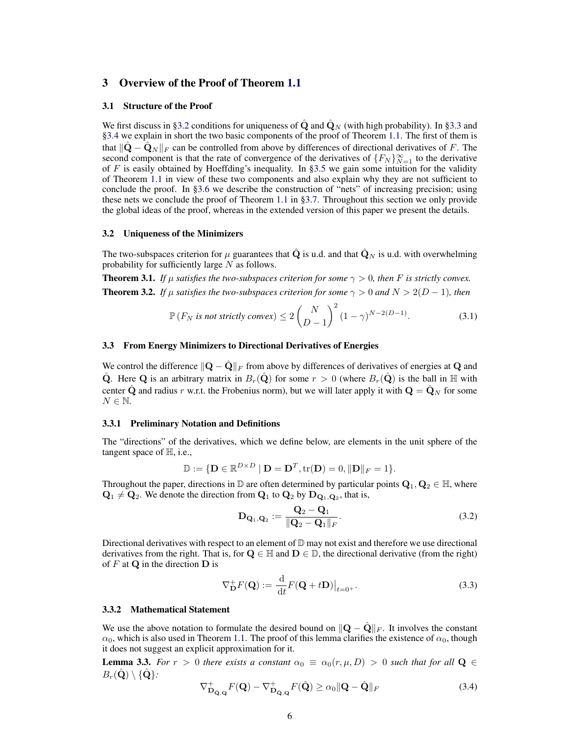# 3 Overview of the Proof of Theorem 1.1

## 3.1 Structure of the Proof

We first discuss in §3.2 conditions for uniqueness of $\hat{\mathbf{Q}}$ and $\hat{\mathbf{Q}}_N$ (with high probability). In §3.3 and §3.4 we explain in short the two basic components of the proof of Theorem 1.1. The first of them is that $\|\hat{\mathbf{Q}} - \hat{\mathbf{Q}}_N\|_F$ can be controlled from above by differences of directional derivatives of $F$. The second component is that the rate of convergence of the derivatives of $\{F_N\}_{N=1}^{\infty}$ to the derivative of $F$ is easily obtained by Hoeffding's inequality. In §3.5 we gain some intuition for the validity of Theorem 1.1 in view of these two components and also explain why they are not sufficient to conclude the proof. In §3.6 we describe the construction of "nets" of increasing precision; using these nets we conclude the proof of Theorem 1.1 in §3.7. Throughout this section we only provide the global ideas of the proof, whereas in the extended version of this paper we present the details.

## 3.2 Uniqueness of the Minimizers

The two-subspaces criterion for $\mu$ guarantees that $\hat{\mathbf{Q}}$ is u.d. and that $\hat{\mathbf{Q}}_N$ is u.d. with overwhelming probability for sufficiently large $N$ as follows.

**Theorem 3.1.** *If $\mu$ satisfies the two-subspaces criterion for some $\gamma > 0$, then $F$ is strictly convex.*

**Theorem 3.2.** *If $\mu$ satisfies the two-subspaces criterion for some $\gamma > 0$ and $N > 2(D-1)$, then*

$$\mathbb{P}\left(F_N \text{ is not strictly convex}\right) \leq 2\binom{N}{D-1}^2 (1-\gamma)^{N-2(D-1)}. \tag{3.1}$$

## 3.3 From Energy Minimizers to Directional Derivatives of Energies

We control the difference $\|\mathbf{Q} - \hat{\mathbf{Q}}\|_F$ from above by differences of derivatives of energies at $\mathbf{Q}$ and $\hat{\mathbf{Q}}$. Here $\mathbf{Q}$ is an arbitrary matrix in $B_r(\hat{\mathbf{Q}})$ for some $r > 0$ (where $B_r(\hat{\mathbf{Q}})$ is the ball in $\mathbb{H}$ with center $\hat{\mathbf{Q}}$ and radius $r$ w.r.t. the Frobenius norm), but we will later apply it with $\mathbf{Q} = \hat{\mathbf{Q}}_N$ for some $N \in \mathbb{N}$.

### 3.3.1 Preliminary Notation and Definitions

The "directions" of the derivatives, which we define below, are elements in the unit sphere of the tangent space of $\mathbb{H}$, i.e.,

$$\mathbb{D} := \{\mathbf{D} \in \mathbb{R}^{D\times D} \mid \mathbf{D} = \mathbf{D}^T, \operatorname{tr}(\mathbf{D}) = 0, \|\mathbf{D}\|_F = 1\}.$$

Throughout the paper, directions in $\mathbb{D}$ are often determined by particular points $\mathbf{Q}_1, \mathbf{Q}_2 \in \mathbb{H}$, where $\mathbf{Q}_1 \neq \mathbf{Q}_2$. We denote the direction from $\mathbf{Q}_1$ to $\mathbf{Q}_2$ by $\mathbf{D}_{\mathbf{Q}_1,\mathbf{Q}_2}$, that is,

$$\mathbf{D}_{\mathbf{Q}_1,\mathbf{Q}_2} := \frac{\mathbf{Q}_2 - \mathbf{Q}_1}{\|\mathbf{Q}_2 - \mathbf{Q}_1\|_F}. \tag{3.2}$$

Directional derivatives with respect to an element of $\mathbb{D}$ may not exist and therefore we use directional derivatives from the right. That is, for $\mathbf{Q} \in \mathbb{H}$ and $\mathbf{D} \in \mathbb{D}$, the directional derivative (from the right) of $F$ at $\mathbf{Q}$ in the direction $\mathbf{D}$ is

$$\nabla^+_{\mathbf{D}} F(\mathbf{Q}) := \frac{\mathrm{d}}{\mathrm{d}t} F(\mathbf{Q} + t\mathbf{D})\big|_{t=0^+}. \tag{3.3}$$

### 3.3.2 Mathematical Statement

We use the above notation to formulate the desired bound on $\|\mathbf{Q} - \hat{\mathbf{Q}}\|_F$. It involves the constant $\alpha_0$, which is also used in Theorem 1.1. The proof of this lemma clarifies the existence of $\alpha_0$, though it does not suggest an explicit approximation for it.

**Lemma 3.3.** *For $r > 0$ there exists a constant $\alpha_0 \equiv \alpha_0(r, \mu, D) > 0$ such that for all $\mathbf{Q} \in B_r(\hat{\mathbf{Q}}) \setminus \{\hat{\mathbf{Q}}\}$:*

$$\nabla^+_{\mathbf{D}_{\hat{\mathbf{Q}},\mathbf{Q}}} F(\mathbf{Q}) - \nabla^+_{\mathbf{D}_{\hat{\mathbf{Q}},\mathbf{Q}}} F(\hat{\mathbf{Q}}) \geq \alpha_0 \|\mathbf{Q} - \hat{\mathbf{Q}}\|_F \tag{3.4}$$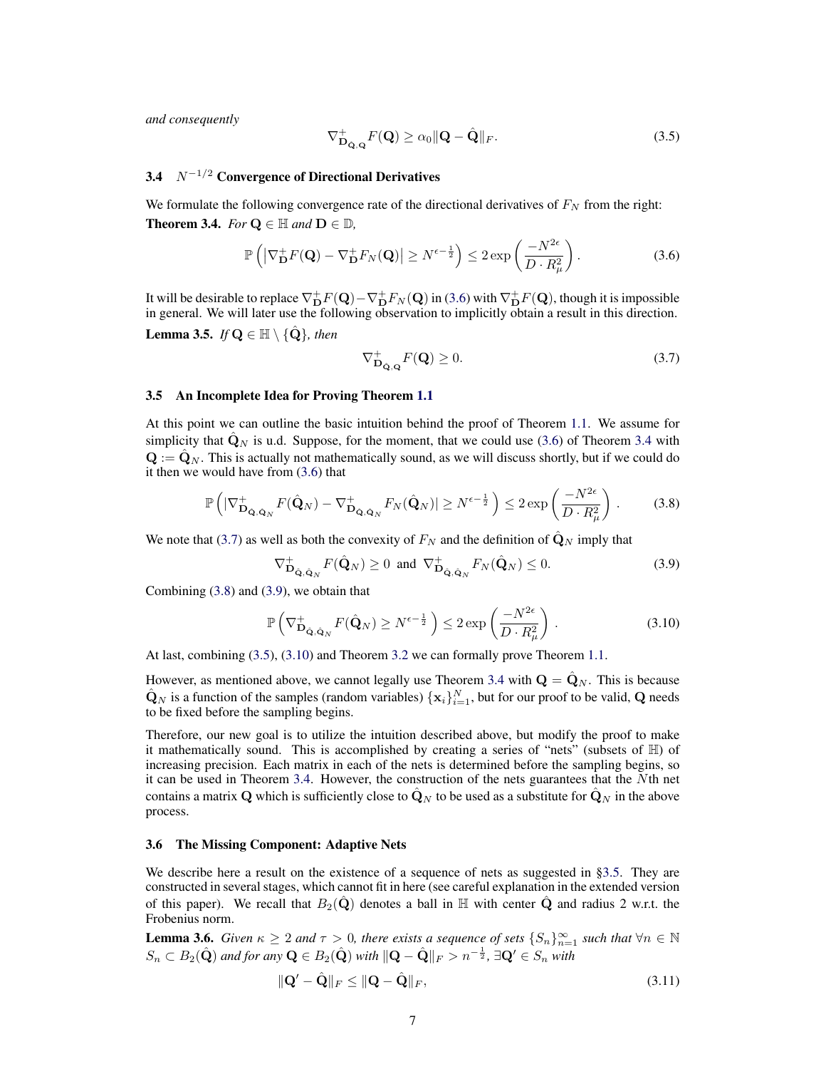*and consequently*

$$\nabla^+_{\mathbf{D}_{\hat{\mathbf{Q}},\mathbf{Q}}} F(\mathbf{Q}) \geq \alpha_0 \|\mathbf{Q} - \hat{\mathbf{Q}}\|_F. \tag{3.5}$$

### 3.4 $N^{-1/2}$ Convergence of Directional Derivatives

We formulate the following convergence rate of the directional derivatives of $F_N$ from the right:

**Theorem 3.4.** *For $\mathbf{Q} \in \mathbb{H}$ and $\mathbf{D} \in \mathbb{D}$,*

$$\mathbb{P}\left(\left|\nabla^+_{\mathbf{D}} F(\mathbf{Q}) - \nabla^+_{\mathbf{D}} F_N(\mathbf{Q})\right| \geq N^{\epsilon - \frac{1}{2}}\right) \leq 2\exp\left(\frac{-N^{2\epsilon}}{D \cdot R_\mu^2}\right). \tag{3.6}$$

It will be desirable to replace $\nabla^+_{\mathbf{D}} F(\mathbf{Q}) - \nabla^+_{\mathbf{D}} F_N(\mathbf{Q})$ in (3.6) with $\nabla^+_{\mathbf{D}} F(\mathbf{Q})$, though it is impossible in general. We will later use the following observation to implicitly obtain a result in this direction.

**Lemma 3.5.** *If $\mathbf{Q} \in \mathbb{H} \setminus \{\hat{\mathbf{Q}}\}$, then*

$$\nabla^+_{\mathbf{D}_{\hat{\mathbf{Q}},\mathbf{Q}}} F(\mathbf{Q}) \geq 0. \tag{3.7}$$

### 3.5 An Incomplete Idea for Proving Theorem 1.1

At this point we can outline the basic intuition behind the proof of Theorem 1.1. We assume for simplicity that $\hat{\mathbf{Q}}_N$ is u.d. Suppose, for the moment, that we could use (3.6) of Theorem 3.4 with $\mathbf{Q} := \hat{\mathbf{Q}}_N$. This is actually not mathematically sound, as we will discuss shortly, but if we could do it then we would have from (3.6) that

$$\mathbb{P}\left(|\nabla^+_{\mathbf{D}_{\hat{\mathbf{Q}},\hat{\mathbf{Q}}_N}} F(\hat{\mathbf{Q}}_N) - \nabla^+_{\mathbf{D}_{\hat{\mathbf{Q}},\hat{\mathbf{Q}}_N}} F_N(\hat{\mathbf{Q}}_N)| \geq N^{\epsilon - \frac{1}{2}}\right) \leq 2\exp\left(\frac{-N^{2\epsilon}}{D \cdot R_\mu^2}\right). \tag{3.8}$$

We note that (3.7) as well as both the convexity of $F_N$ and the definition of $\hat{\mathbf{Q}}_N$ imply that

$$\nabla^+_{\mathbf{D}_{\hat{\mathbf{Q}},\hat{\mathbf{Q}}_N}} F(\hat{\mathbf{Q}}_N) \geq 0 \text{ and } \nabla^+_{\mathbf{D}_{\hat{\mathbf{Q}},\hat{\mathbf{Q}}_N}} F_N(\hat{\mathbf{Q}}_N) \leq 0. \tag{3.9}$$

Combining (3.8) and (3.9), we obtain that

$$\mathbb{P}\left(\nabla^+_{\mathbf{D}_{\hat{\mathbf{Q}},\hat{\mathbf{Q}}_N}} F(\hat{\mathbf{Q}}_N) \geq N^{\epsilon - \frac{1}{2}}\right) \leq 2\exp\left(\frac{-N^{2\epsilon}}{D \cdot R_\mu^2}\right). \tag{3.10}$$

At last, combining (3.5), (3.10) and Theorem 3.2 we can formally prove Theorem 1.1.

However, as mentioned above, we cannot legally use Theorem 3.4 with $\mathbf{Q} = \hat{\mathbf{Q}}_N$. This is because $\hat{\mathbf{Q}}_N$ is a function of the samples (random variables) $\{\mathbf{x}_i\}_{i=1}^N$, but for our proof to be valid, $\mathbf{Q}$ needs to be fixed before the sampling begins.

Therefore, our new goal is to utilize the intuition described above, but modify the proof to make it mathematically sound. This is accomplished by creating a series of "nets" (subsets of $\mathbb{H}$) of increasing precision. Each matrix in each of the nets is determined before the sampling begins, so it can be used in Theorem 3.4. However, the construction of the nets guarantees that the $N$th net contains a matrix $\mathbf{Q}$ which is sufficiently close to $\hat{\mathbf{Q}}_N$ to be used as a substitute for $\hat{\mathbf{Q}}_N$ in the above process.

### 3.6 The Missing Component: Adaptive Nets

We describe here a result on the existence of a sequence of nets as suggested in §3.5. They are constructed in several stages, which cannot fit in here (see careful explanation in the extended version of this paper). We recall that $B_2(\hat{\mathbf{Q}})$ denotes a ball in $\mathbb{H}$ with center $\hat{\mathbf{Q}}$ and radius 2 w.r.t. the Frobenius norm.

**Lemma 3.6.** *Given $\kappa \geq 2$ and $\tau > 0$, there exists a sequence of sets $\{S_n\}_{n=1}^\infty$ such that $\forall n \in \mathbb{N}$ $S_n \subset B_2(\hat{\mathbf{Q}})$ and for any $\mathbf{Q} \in B_2(\hat{\mathbf{Q}})$ with $\|\mathbf{Q} - \hat{\mathbf{Q}}\|_F > n^{-\frac{1}{2}}$, $\exists \mathbf{Q}' \in S_n$ with*

$$\|\mathbf{Q}' - \hat{\mathbf{Q}}\|_F \leq \|\mathbf{Q} - \hat{\mathbf{Q}}\|_F, \tag{3.11}$$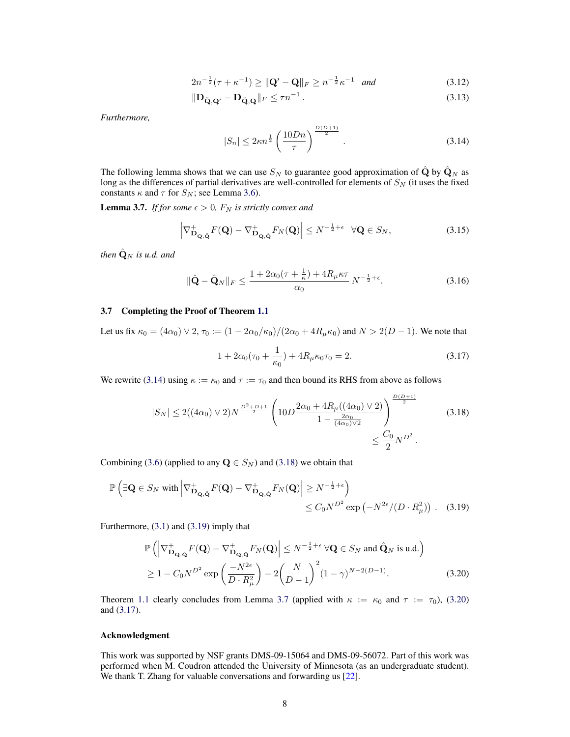$$2n^{-\frac{1}{2}}(\tau + \kappa^{-1}) \geq \|\mathbf{Q}' - \mathbf{Q}\|_F \geq n^{-\frac{1}{2}}\kappa^{-1} \quad \textit{and} \tag{3.12}$$

$$\|\mathbf{D}_{\hat{\mathbf{Q}},\mathbf{Q}'} - \mathbf{D}_{\hat{\mathbf{Q}},\mathbf{Q}}\|_F \leq \tau n^{-1}\,. \tag{3.13}$$

*Furthermore,*

$$|S_n| \leq 2\kappa n^{\frac{1}{2}} \left(\frac{10Dn}{\tau}\right)^{\frac{D(D+1)}{2}}\,. \tag{3.14}$$

The following lemma shows that we can use $S_N$ to guarantee good approximation of $\hat{\mathbf{Q}}$ by $\hat{\mathbf{Q}}_N$ as long as the differences of partial derivatives are well-controlled for elements of $S_N$ (it uses the fixed constants $\kappa$ and $\tau$ for $S_N$; see Lemma 3.6).

**Lemma 3.7.** *If for some $\epsilon > 0$, $F_N$ is strictly convex and*

$$\left|\nabla^+_{\mathbf{D}_{\mathbf{Q},\hat{\mathbf{Q}}}} F(\mathbf{Q}) - \nabla^+_{\mathbf{D}_{\mathbf{Q},\hat{\mathbf{Q}}}} F_N(\mathbf{Q})\right| \leq N^{-\frac{1}{2}+\epsilon} \quad \forall \mathbf{Q} \in S_N, \tag{3.15}$$

*then $\hat{\mathbf{Q}}_N$ is u.d. and*

$$\|\hat{\mathbf{Q}} - \hat{\mathbf{Q}}_N\|_F \leq \frac{1 + 2\alpha_0(\tau + \frac{1}{\kappa}) + 4R_\mu \kappa\tau}{\alpha_0}\, N^{-\frac{1}{2}+\epsilon}. \tag{3.16}$$

### 3.7 Completing the Proof of Theorem 1.1

Let us fix $\kappa_0 = (4\alpha_0) \vee 2$, $\tau_0 := (1 - 2\alpha_0/\kappa_0)/(2\alpha_0 + 4R_\mu\kappa_0)$ and $N > 2(D-1)$. We note that

$$1 + 2\alpha_0(\tau_0 + \frac{1}{\kappa_0}) + 4R_\mu\kappa_0\tau_0 = 2. \tag{3.17}$$

We rewrite (3.14) using $\kappa := \kappa_0$ and $\tau := \tau_0$ and then bound its RHS from above as follows

$$|S_N| \leq 2((4\alpha_0) \vee 2) N^{\frac{D^2+D+1}{2}} \left(10D \frac{2\alpha_0 + 4R_\mu((4\alpha_0)\vee 2)}{1 - \frac{2\alpha_0}{(4\alpha_0)\vee 2}}\right)^{\frac{D(D+1)}{2}} \leq \frac{C_0}{2} N^{D^2}\,. \tag{3.18}$$

Combining (3.6) (applied to any $\mathbf{Q} \in S_N$) and (3.18) we obtain that

$$\mathbb{P}\left(\exists \mathbf{Q} \in S_N \text{ with } \left|\nabla^+_{\mathbf{D}_{\mathbf{Q},\hat{\mathbf{Q}}}} F(\mathbf{Q}) - \nabla^+_{\mathbf{D}_{\mathbf{Q},\hat{\mathbf{Q}}}} F_N(\mathbf{Q})\right| \geq N^{-\frac{1}{2}+\epsilon}\right) \leq C_0 N^{D^2} \exp\left(-N^{2\epsilon}/(D \cdot R_\mu^2)\right)\,. \tag{3.19}$$

Furthermore, (3.1) and (3.19) imply that

$$\begin{aligned}
&\mathbb{P}\left(\left|\nabla^+_{\mathbf{D}_{\mathbf{Q},\hat{\mathbf{Q}}}} F(\mathbf{Q}) - \nabla^+_{\mathbf{D}_{\mathbf{Q},\hat{\mathbf{Q}}}} F_N(\mathbf{Q})\right| \leq N^{-\frac{1}{2}+\epsilon}\ \forall \mathbf{Q} \in S_N \text{ and } \hat{\mathbf{Q}}_N \text{ is u.d.}\right) \\
&\geq 1 - C_0 N^{D^2} \exp\left(\frac{-N^{2\epsilon}}{D \cdot R_\mu^2}\right) - 2\binom{N}{D-1}^2 (1-\gamma)^{N-2(D-1)}.
\end{aligned} \tag{3.20}$$

Theorem 1.1 clearly concludes from Lemma 3.7 (applied with $\kappa := \kappa_0$ and $\tau := \tau_0$), (3.20) and (3.17).

#### Acknowledgment

This work was supported by NSF grants DMS-09-15064 and DMS-09-56072. Part of this work was performed when M. Coudron attended the University of Minnesota (as an undergraduate student). We thank T. Zhang for valuable conversations and forwarding us [22].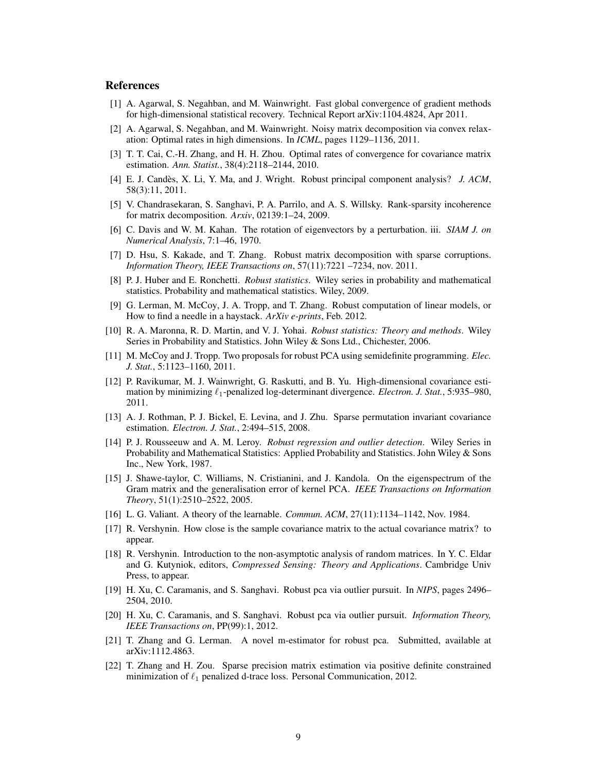## References

[1] A. Agarwal, S. Negahban, and M. Wainwright. Fast global convergence of gradient methods for high-dimensional statistical recovery. Technical Report arXiv:1104.4824, Apr 2011.

[2] A. Agarwal, S. Negahban, and M. Wainwright. Noisy matrix decomposition via convex relaxation: Optimal rates in high dimensions. In *ICML*, pages 1129–1136, 2011.

[3] T. T. Cai, C.-H. Zhang, and H. H. Zhou. Optimal rates of convergence for covariance matrix estimation. *Ann. Statist.*, 38(4):2118–2144, 2010.

[4] E. J. Candès, X. Li, Y. Ma, and J. Wright. Robust principal component analysis? *J. ACM*, 58(3):11, 2011.

[5] V. Chandrasekaran, S. Sanghavi, P. A. Parrilo, and A. S. Willsky. Rank-sparsity incoherence for matrix decomposition. *Arxiv*, 02139:1–24, 2009.

[6] C. Davis and W. M. Kahan. The rotation of eigenvectors by a perturbation. iii. *SIAM J. on Numerical Analysis*, 7:1–46, 1970.

[7] D. Hsu, S. Kakade, and T. Zhang. Robust matrix decomposition with sparse corruptions. *Information Theory, IEEE Transactions on*, 57(11):7221 –7234, nov. 2011.

[8] P. J. Huber and E. Ronchetti. *Robust statistics*. Wiley series in probability and mathematical statistics. Probability and mathematical statistics. Wiley, 2009.

[9] G. Lerman, M. McCoy, J. A. Tropp, and T. Zhang. Robust computation of linear models, or How to find a needle in a haystack. *ArXiv e-prints*, Feb. 2012.

[10] R. A. Maronna, R. D. Martin, and V. J. Yohai. *Robust statistics: Theory and methods*. Wiley Series in Probability and Statistics. John Wiley & Sons Ltd., Chichester, 2006.

[11] M. McCoy and J. Tropp. Two proposals for robust PCA using semidefinite programming. *Elec. J. Stat.*, 5:1123–1160, 2011.

[12] P. Ravikumar, M. J. Wainwright, G. Raskutti, and B. Yu. High-dimensional covariance estimation by minimizing $\ell_1$-penalized log-determinant divergence. *Electron. J. Stat.*, 5:935–980, 2011.

[13] A. J. Rothman, P. J. Bickel, E. Levina, and J. Zhu. Sparse permutation invariant covariance estimation. *Electron. J. Stat.*, 2:494–515, 2008.

[14] P. J. Rousseeuw and A. M. Leroy. *Robust regression and outlier detection*. Wiley Series in Probability and Mathematical Statistics: Applied Probability and Statistics. John Wiley & Sons Inc., New York, 1987.

[15] J. Shawe-taylor, C. Williams, N. Cristianini, and J. Kandola. On the eigenspectrum of the Gram matrix and the generalisation error of kernel PCA. *IEEE Transactions on Information Theory*, 51(1):2510–2522, 2005.

[16] L. G. Valiant. A theory of the learnable. *Commun. ACM*, 27(11):1134–1142, Nov. 1984.

[17] R. Vershynin. How close is the sample covariance matrix to the actual covariance matrix? to appear.

[18] R. Vershynin. Introduction to the non-asymptotic analysis of random matrices. In Y. C. Eldar and G. Kutyniok, editors, *Compressed Sensing: Theory and Applications*. Cambridge Univ Press, to appear.

[19] H. Xu, C. Caramanis, and S. Sanghavi. Robust pca via outlier pursuit. In *NIPS*, pages 2496–2504, 2010.

[20] H. Xu, C. Caramanis, and S. Sanghavi. Robust pca via outlier pursuit. *Information Theory, IEEE Transactions on*, PP(99):1, 2012.

[21] T. Zhang and G. Lerman. A novel m-estimator for robust pca. Submitted, available at arXiv:1112.4863.

[22] T. Zhang and H. Zou. Sparse precision matrix estimation via positive definite constrained minimization of $\ell_1$ penalized d-trace loss. Personal Communication, 2012.